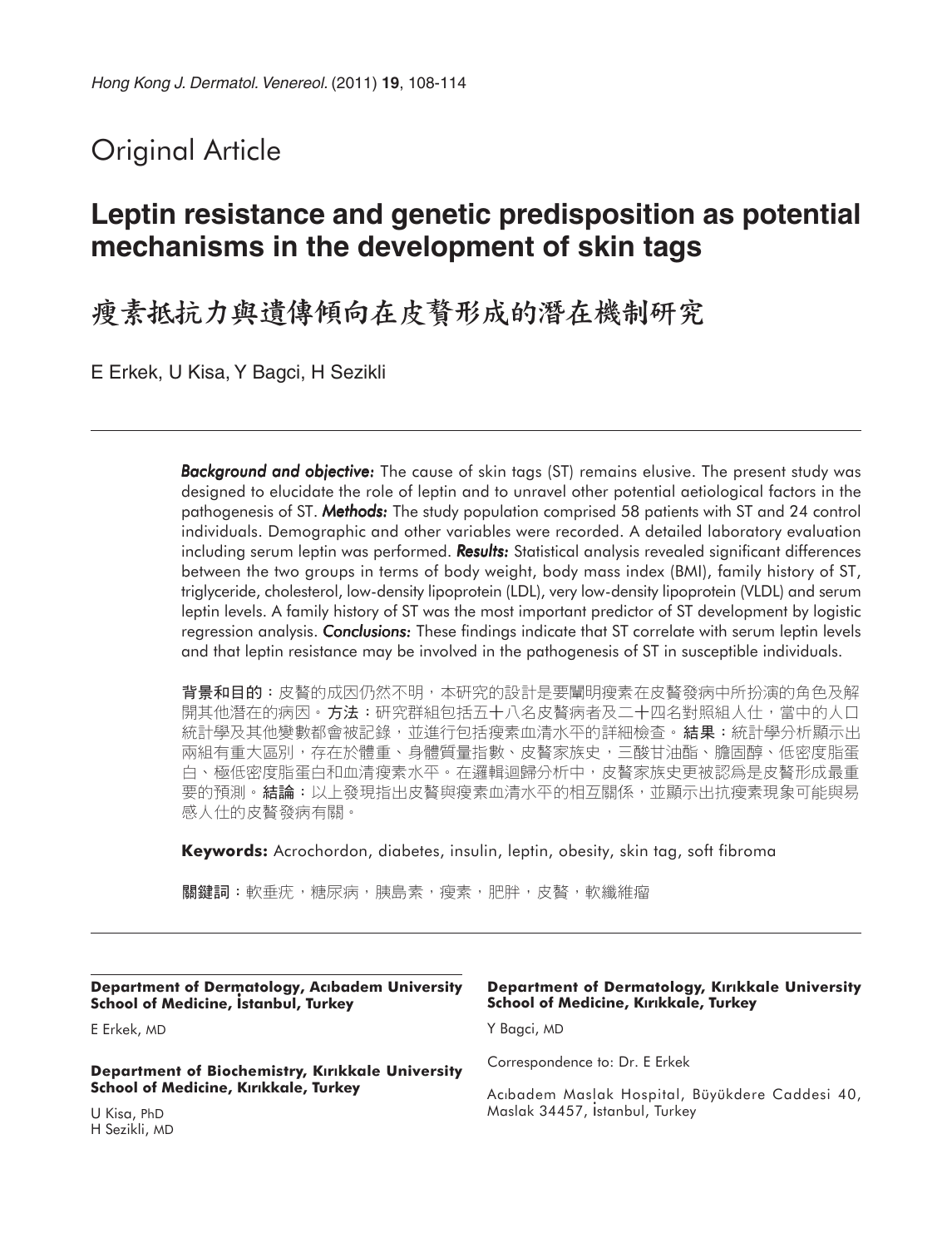# Original Article

## Leptin resistance and genetic predisposition as potential mechanisms in the development of skin tags

## 瘦素抵抗力與遺傳傾向在皮贅形成的潛在機制研究

E Erkek, U Kisa, Y Bagci, H Sezikli

***Background and objective:*** The cause of skin tags (ST) remains elusive. The present study was designed to elucidate the role of leptin and to unravel other potential aetiological factors in the pathogenesis of ST. ***Methods:*** The study population comprised 58 patients with ST and 24 control individuals. Demographic and other variables were recorded. A detailed laboratory evaluation including serum leptin was performed. ***Results:*** Statistical analysis revealed significant differences between the two groups in terms of body weight, body mass index (BMI), family history of ST, triglyceride, cholesterol, low-density lipoprotein (LDL), very low-density lipoprotein (VLDL) and serum leptin levels. A family history of ST was the most important predictor of ST development by logistic regression analysis. ***Conclusions:*** These findings indicate that ST correlate with serum leptin levels and that leptin resistance may be involved in the pathogenesis of ST in susceptible individuals.

**背景和目的**：皮贅的成因仍然不明，本研究的設計是要闡明瘦素在皮贅發病中所扮演的角色及解開其他潛在的病因。**方法**：研究群組包括五十八名皮贅病者及二十四名對照組人仕，當中的人口統計學及其他變數都會被記錄，並進行包括瘦素血清水平的詳細檢查。**結果**：統計學分析顯示出兩組有重大區別，存在於體重、身體質量指數、皮贅家族史，三酸甘油酯、膽固醇、低密度脂蛋白、極低密度脂蛋白和血清瘦素水平。在邏輯迴歸分析中，皮贅家族史更被認爲是皮贅形成最重要的預測。**結論**：以上發現指出皮贅與瘦素血清水平的相互關係，並顯示出抗瘦素現象可能與易感人仕的皮贅發病有關。

**Keywords:** Acrochordon, diabetes, insulin, leptin, obesity, skin tag, soft fibroma

**關鍵詞**：軟垂疣，糖尿病，胰島素，瘦素，肥胖，皮贅，軟纖維瘤

**Department of Dermatology, Acıbadem University School of Medicine, İstanbul, Turkey**

E Erkek, MD

**Department of Biochemistry, Kırıkkale University School of Medicine, Kırıkkale, Turkey**

U Kisa, PhD
H Sezikli, MD

**Department of Dermatology, Kırıkkale University School of Medicine, Kırıkkale, Turkey**

Y Bagci, MD

Correspondence to: Dr. E Erkek

Acıbadem Maslak Hospital, Büyükdere Caddesi 40, Maslak 34457, İstanbul, Turkey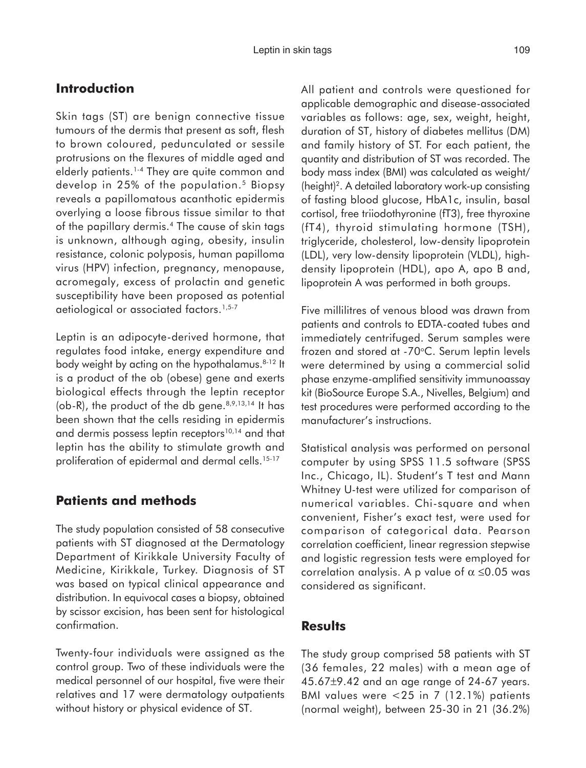## Introduction

Skin tags (ST) are benign connective tissue tumours of the dermis that present as soft, flesh to brown coloured, pedunculated or sessile protrusions on the flexures of middle aged and elderly patients.[1-4] They are quite common and develop in 25% of the population.[5] Biopsy reveals a papillomatous acanthotic epidermis overlying a loose fibrous tissue similar to that of the papillary dermis.[4] The cause of skin tags is unknown, although aging, obesity, insulin resistance, colonic polyposis, human papilloma virus (HPV) infection, pregnancy, menopause, acromegaly, excess of prolactin and genetic susceptibility have been proposed as potential aetiological or associated factors.[1,5-7]

Leptin is an adipocyte-derived hormone, that regulates food intake, energy expenditure and body weight by acting on the hypothalamus.[8-12] It is a product of the ob (obese) gene and exerts biological effects through the leptin receptor (ob-R), the product of the db gene.[8,9,13,14] It has been shown that the cells residing in epidermis and dermis possess leptin receptors[10,14] and that leptin has the ability to stimulate growth and proliferation of epidermal and dermal cells.[15-17]

## Patients and methods

The study population consisted of 58 consecutive patients with ST diagnosed at the Dermatology Department of Kirikkale University Faculty of Medicine, Kirikkale, Turkey. Diagnosis of ST was based on typical clinical appearance and distribution. In equivocal cases a biopsy, obtained by scissor excision, has been sent for histological confirmation.

Twenty-four individuals were assigned as the control group. Two of these individuals were the medical personnel of our hospital, five were their relatives and 17 were dermatology outpatients without history or physical evidence of ST.

All patient and controls were questioned for applicable demographic and disease-associated variables as follows: age, sex, weight, height, duration of ST, history of diabetes mellitus (DM) and family history of ST. For each patient, the quantity and distribution of ST was recorded. The body mass index (BMI) was calculated as weight/(height)$^2$. A detailed laboratory work-up consisting of fasting blood glucose, HbA1c, insulin, basal cortisol, free triiodothyronine (fT3), free thyroxine (fT4), thyroid stimulating hormone (TSH), triglyceride, cholesterol, low-density lipoprotein (LDL), very low-density lipoprotein (VLDL), high-density lipoprotein (HDL), apo A, apo B and, lipoprotein A was performed in both groups.

Five millilitres of venous blood was drawn from patients and controls to EDTA-coated tubes and immediately centrifuged. Serum samples were frozen and stored at -70°C. Serum leptin levels were determined by using a commercial solid phase enzyme-amplified sensitivity immunoassay kit (BioSource Europe S.A., Nivelles, Belgium) and test procedures were performed according to the manufacturer's instructions.

Statistical analysis was performed on personal computer by using SPSS 11.5 software (SPSS Inc., Chicago, IL). Student's T test and Mann Whitney U-test were utilized for comparison of numerical variables. Chi-square and when convenient, Fisher's exact test, were used for comparison of categorical data. Pearson correlation coefficient, linear regression stepwise and logistic regression tests were employed for correlation analysis. A p value of $\alpha \leq 0.05$ was considered as significant.

## Results

The study group comprised 58 patients with ST (36 females, 22 males) with a mean age of 45.67±9.42 and an age range of 24-67 years. BMI values were <25 in 7 (12.1%) patients (normal weight), between 25-30 in 21 (36.2%)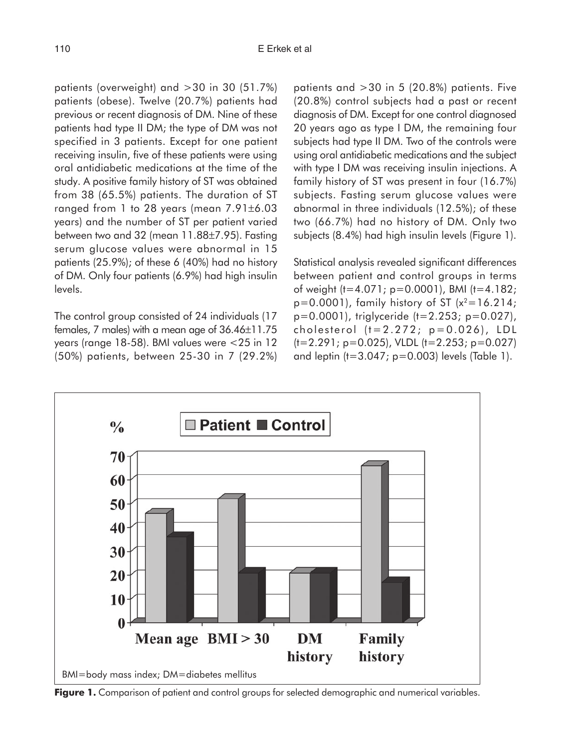patients (overweight) and >30 in 30 (51.7%) patients (obese). Twelve (20.7%) patients had previous or recent diagnosis of DM. Nine of these patients had type II DM; the type of DM was not specified in 3 patients. Except for one patient receiving insulin, five of these patients were using oral antidiabetic medications at the time of the study. A positive family history of ST was obtained from 38 (65.5%) patients. The duration of ST ranged from 1 to 28 years (mean 7.91±6.03 years) and the number of ST per patient varied between two and 32 (mean 11.88±7.95). Fasting serum glucose values were abnormal in 15 patients (25.9%); of these 6 (40%) had no history of DM. Only four patients (6.9%) had high insulin levels.

The control group consisted of 24 individuals (17 females, 7 males) with a mean age of 36.46±11.75 years (range 18-58). BMI values were <25 in 12 (50%) patients, between 25-30 in 7 (29.2%) patients and >30 in 5 (20.8%) patients. Five (20.8%) control subjects had a past or recent diagnosis of DM. Except for one control diagnosed 20 years ago as type I DM, the remaining four subjects had type II DM. Two of the controls were using oral antidiabetic medications and the subject with type I DM was receiving insulin injections. A family history of ST was present in four (16.7%) subjects. Fasting serum glucose values were abnormal in three individuals (12.5%); of these two (66.7%) had no history of DM. Only two subjects (8.4%) had high insulin levels (Figure 1).

Statistical analysis revealed significant differences between patient and control groups in terms of weight ($t=4.071$; $p=0.0001$), BMI ($t=4.182$; $p=0.0001$), family history of ST ($x^2=16.214$; $p=0.0001$), triglyceride ($t=2.253$; $p=0.027$), cholesterol ($t=2.272$; $p=0.026$), LDL ($t=2.291$; $p=0.025$), VLDL ($t=2.253$; $p=0.027$) and leptin ($t=3.047$; $p=0.003$) levels (Table 1).

BMI=body mass index; DM=diabetes mellitus

**Figure 1.** Comparison of patient and control groups for selected demographic and numerical variables.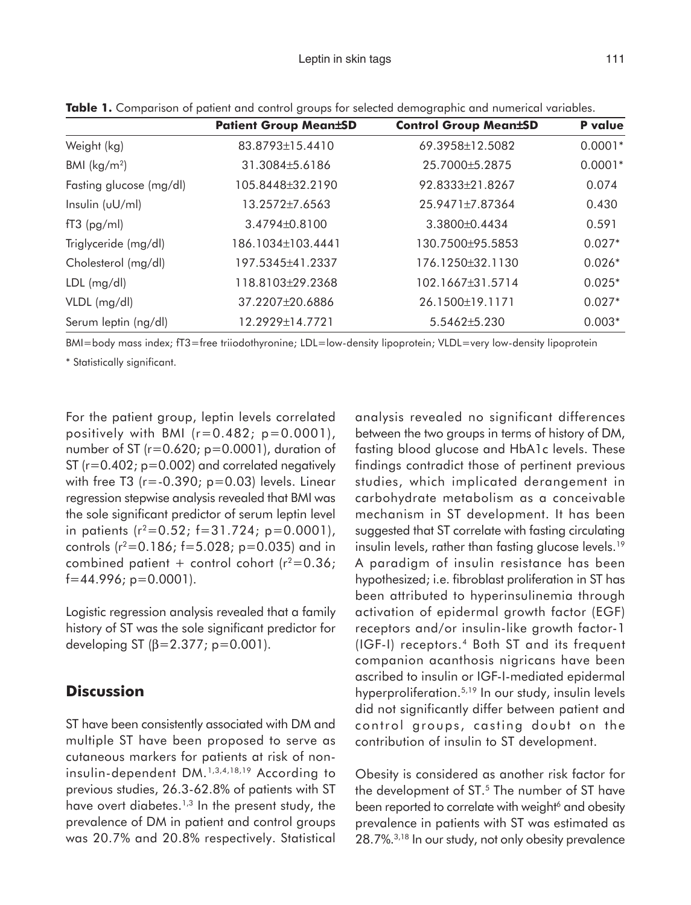**Table 1.** Comparison of patient and control groups for selected demographic and numerical variables.

| | Patient Group Mean±SD | Control Group Mean±SD | P value |
|---|---|---|---|
| Weight (kg) | 83.8793±15.4410 | 69.3958±12.5082 | 0.0001* |
| BMI (kg/m$^2$) | 31.3084±5.6186 | 25.7000±5.2875 | 0.0001* |
| Fasting glucose (mg/dl) | 105.8448±32.2190 | 92.8333±21.8267 | 0.074 |
| Insulin (uU/ml) | 13.2572±7.6563 | 25.9471±7.87364 | 0.430 |
| fT3 (pg/ml) | 3.4794±0.8100 | 3.3800±0.4434 | 0.591 |
| Triglyceride (mg/dl) | 186.1034±103.4441 | 130.7500±95.5853 | 0.027* |
| Cholesterol (mg/dl) | 197.5345±41.2337 | 176.1250±32.1130 | 0.026* |
| LDL (mg/dl) | 118.8103±29.2368 | 102.1667±31.5714 | 0.025* |
| VLDL (mg/dl) | 37.2207±20.6886 | 26.1500±19.1171 | 0.027* |
| Serum leptin (ng/dl) | 12.2929±14.7721 | 5.5462±5.230 | 0.003* |

BMI=body mass index; fT3=free triiodothyronine; LDL=low-density lipoprotein; VLDL=very low-density lipoprotein

* Statistically significant.

For the patient group, leptin levels correlated positively with BMI ($r=0.482$; $p=0.0001$), number of ST ($r=0.620$; $p=0.0001$), duration of ST ($r=0.402$; $p=0.002$) and correlated negatively with free T3 ($r=-0.390$; $p=0.03$) levels. Linear regression stepwise analysis revealed that BMI was the sole significant predictor of serum leptin level in patients ($r^2=0.52$; $f=31.724$; $p=0.0001$), controls ($r^2=0.186$; $f=5.028$; $p=0.035$) and in combined patient + control cohort ($r^2=0.36$; $f=44.996$; $p=0.0001$).

Logistic regression analysis revealed that a family history of ST was the sole significant predictor for developing ST ($\beta=2.377$; $p=0.001$).

## Discussion

ST have been consistently associated with DM and multiple ST have been proposed to serve as cutaneous markers for patients at risk of non-insulin-dependent DM.[1,3,4,18,19] According to previous studies, 26.3-62.8% of patients with ST have overt diabetes.[1,3] In the present study, the prevalence of DM in patient and control groups was 20.7% and 20.8% respectively. Statistical analysis revealed no significant differences between the two groups in terms of history of DM, fasting blood glucose and HbA1c levels. These findings contradict those of pertinent previous studies, which implicated derangement in carbohydrate metabolism as a conceivable mechanism in ST development. It has been suggested that ST correlate with fasting circulating insulin levels, rather than fasting glucose levels.[19] A paradigm of insulin resistance has been hypothesized; i.e. fibroblast proliferation in ST has been attributed to hyperinsulinemia through activation of epidermal growth factor (EGF) receptors and/or insulin-like growth factor-1 (IGF-I) receptors.[4] Both ST and its frequent companion acanthosis nigricans have been ascribed to insulin or IGF-I-mediated epidermal hyperproliferation.[5,19] In our study, insulin levels did not significantly differ between patient and control groups, casting doubt on the contribution of insulin to ST development.

Obesity is considered as another risk factor for the development of ST.[5] The number of ST have been reported to correlate with weight[6] and obesity prevalence in patients with ST was estimated as 28.7%.[3,18] In our study, not only obesity prevalence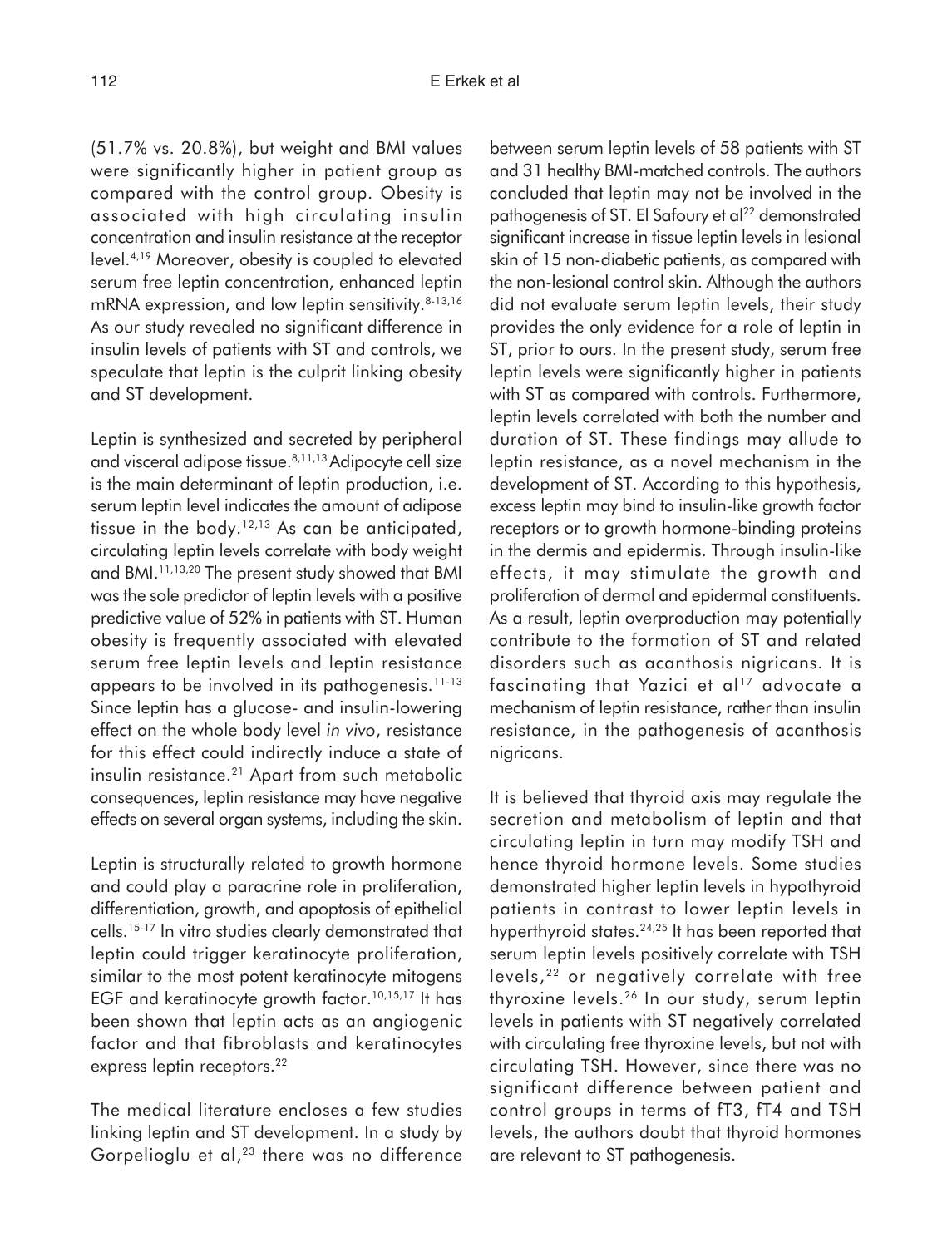(51.7% vs. 20.8%), but weight and BMI values were significantly higher in patient group as compared with the control group. Obesity is associated with high circulating insulin concentration and insulin resistance at the receptor level.[4,19] Moreover, obesity is coupled to elevated serum free leptin concentration, enhanced leptin mRNA expression, and low leptin sensitivity.[8-13,16] As our study revealed no significant difference in insulin levels of patients with ST and controls, we speculate that leptin is the culprit linking obesity and ST development.

Leptin is synthesized and secreted by peripheral and visceral adipose tissue.[8,11,13] Adipocyte cell size is the main determinant of leptin production, i.e. serum leptin level indicates the amount of adipose tissue in the body.[12,13] As can be anticipated, circulating leptin levels correlate with body weight and BMI.[11,13,20] The present study showed that BMI was the sole predictor of leptin levels with a positive predictive value of 52% in patients with ST. Human obesity is frequently associated with elevated serum free leptin levels and leptin resistance appears to be involved in its pathogenesis.[11-13] Since leptin has a glucose- and insulin-lowering effect on the whole body level *in vivo*, resistance for this effect could indirectly induce a state of insulin resistance.[21] Apart from such metabolic consequences, leptin resistance may have negative effects on several organ systems, including the skin.

Leptin is structurally related to growth hormone and could play a paracrine role in proliferation, differentiation, growth, and apoptosis of epithelial cells.[15-17] In vitro studies clearly demonstrated that leptin could trigger keratinocyte proliferation, similar to the most potent keratinocyte mitogens EGF and keratinocyte growth factor.[10,15,17] It has been shown that leptin acts as an angiogenic factor and that fibroblasts and keratinocytes express leptin receptors.[22]

The medical literature encloses a few studies linking leptin and ST development. In a study by Gorpelioglu et al,[23] there was no difference between serum leptin levels of 58 patients with ST and 31 healthy BMI-matched controls. The authors concluded that leptin may not be involved in the pathogenesis of ST. El Safoury et al[22] demonstrated significant increase in tissue leptin levels in lesional skin of 15 non-diabetic patients, as compared with the non-lesional control skin. Although the authors did not evaluate serum leptin levels, their study provides the only evidence for a role of leptin in ST, prior to ours. In the present study, serum free leptin levels were significantly higher in patients with ST as compared with controls. Furthermore, leptin levels correlated with both the number and duration of ST. These findings may allude to leptin resistance, as a novel mechanism in the development of ST. According to this hypothesis, excess leptin may bind to insulin-like growth factor receptors or to growth hormone-binding proteins in the dermis and epidermis. Through insulin-like effects, it may stimulate the growth and proliferation of dermal and epidermal constituents. As a result, leptin overproduction may potentially contribute to the formation of ST and related disorders such as acanthosis nigricans. It is fascinating that Yazici et al[17] advocate a mechanism of leptin resistance, rather than insulin resistance, in the pathogenesis of acanthosis nigricans.

It is believed that thyroid axis may regulate the secretion and metabolism of leptin and that circulating leptin in turn may modify TSH and hence thyroid hormone levels. Some studies demonstrated higher leptin levels in hypothyroid patients in contrast to lower leptin levels in hyperthyroid states.[24,25] It has been reported that serum leptin levels positively correlate with TSH levels,[22] or negatively correlate with free thyroxine levels.[26] In our study, serum leptin levels in patients with ST negatively correlated with circulating free thyroxine levels, but not with circulating TSH. However, since there was no significant difference between patient and control groups in terms of fT3, fT4 and TSH levels, the authors doubt that thyroid hormones are relevant to ST pathogenesis.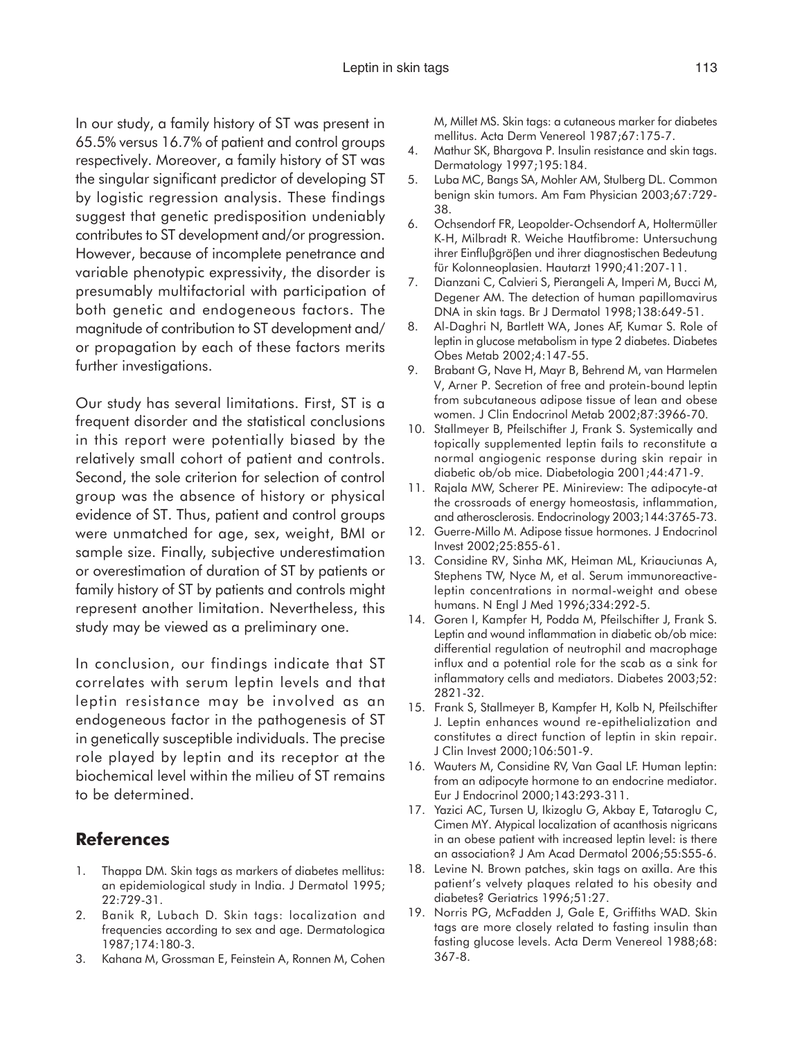In our study, a family history of ST was present in 65.5% versus 16.7% of patient and control groups respectively. Moreover, a family history of ST was the singular significant predictor of developing ST by logistic regression analysis. These findings suggest that genetic predisposition undeniably contributes to ST development and/or progression. However, because of incomplete penetrance and variable phenotypic expressivity, the disorder is presumably multifactorial with participation of both genetic and endogeneous factors. The magnitude of contribution to ST development and/or propagation by each of these factors merits further investigations.

Our study has several limitations. First, ST is a frequent disorder and the statistical conclusions in this report were potentially biased by the relatively small cohort of patient and controls. Second, the sole criterion for selection of control group was the absence of history or physical evidence of ST. Thus, patient and control groups were unmatched for age, sex, weight, BMI or sample size. Finally, subjective underestimation or overestimation of duration of ST by patients or family history of ST by patients and controls might represent another limitation. Nevertheless, this study may be viewed as a preliminary one.

In conclusion, our findings indicate that ST correlates with serum leptin levels and that leptin resistance may be involved as an endogeneous factor in the pathogenesis of ST in genetically susceptible individuals. The precise role played by leptin and its receptor at the biochemical level within the milieu of ST remains to be determined.

## References

1. Thappa DM. Skin tags as markers of diabetes mellitus: an epidemiological study in India. J Dermatol 1995; 22:729-31.
2. Banik R, Lubach D. Skin tags: localization and frequencies according to sex and age. Dermatologica 1987;174:180-3.
3. Kahana M, Grossman E, Feinstein A, Ronnen M, Cohen M, Millet MS. Skin tags: a cutaneous marker for diabetes mellitus. Acta Derm Venereol 1987;67:175-7.
4. Mathur SK, Bhargova P. Insulin resistance and skin tags. Dermatology 1997;195:184.
5. Luba MC, Bangs SA, Mohler AM, Stulberg DL. Common benign skin tumors. Am Fam Physician 2003;67:729-38.
6. Ochsendorf FR, Leopolder-Ochsendorf A, Holtermüller K-H, Milbradt R. Weiche Hautfibrome: Untersuchung ihrer Einflußgrößen und ihrer diagnostischen Bedeutung für Kolonneoplasien. Hautarzt 1990;41:207-11.
7. Dianzani C, Calvieri S, Pierangeli A, Imperi M, Bucci M, Degener AM. The detection of human papillomavirus DNA in skin tags. Br J Dermatol 1998;138:649-51.
8. Al-Daghri N, Bartlett WA, Jones AF, Kumar S. Role of leptin in glucose metabolism in type 2 diabetes. Diabetes Obes Metab 2002;4:147-55.
9. Brabant G, Nave H, Mayr B, Behrend M, van Harmelen V, Arner P. Secretion of free and protein-bound leptin from subcutaneous adipose tissue of lean and obese women. J Clin Endocrinol Metab 2002;87:3966-70.
10. Stallmeyer B, Pfeilschifter J, Frank S. Systemically and topically supplemented leptin fails to reconstitute a normal angiogenic response during skin repair in diabetic ob/ob mice. Diabetologia 2001;44:471-9.
11. Rajala MW, Scherer PE. Minireview: The adipocyte-at the crossroads of energy homeostasis, inflammation, and atherosclerosis. Endocrinology 2003;144:3765-73.
12. Guerre-Millo M. Adipose tissue hormones. J Endocrinol Invest 2002;25:855-61.
13. Considine RV, Sinha MK, Heiman ML, Kriauciunas A, Stephens TW, Nyce M, et al. Serum immunoreactive-leptin concentrations in normal-weight and obese humans. N Engl J Med 1996;334:292-5.
14. Goren I, Kampfer H, Podda M, Pfeilschifter J, Frank S. Leptin and wound inflammation in diabetic ob/ob mice: differential regulation of neutrophil and macrophage influx and a potential role for the scab as a sink for inflammatory cells and mediators. Diabetes 2003;52: 2821-32.
15. Frank S, Stallmeyer B, Kampfer H, Kolb N, Pfeilschifter J. Leptin enhances wound re-epithelialization and constitutes a direct function of leptin in skin repair. J Clin Invest 2000;106:501-9.
16. Wauters M, Considine RV, Van Gaal LF. Human leptin: from an adipocyte hormone to an endocrine mediator. Eur J Endocrinol 2000;143:293-311.
17. Yazici AC, Tursen U, Ikizoglu G, Akbay E, Tataroglu C, Cimen MY. Atypical localization of acanthosis nigricans in an obese patient with increased leptin level: is there an association? J Am Acad Dermatol 2006;55:S55-6.
18. Levine N. Brown patches, skin tags on axilla. Are this patient's velvety plaques related to his obesity and diabetes? Geriatrics 1996;51:27.
19. Norris PG, McFadden J, Gale E, Griffiths WAD. Skin tags are more closely related to fasting insulin than fasting glucose levels. Acta Derm Venereol 1988;68: 367-8.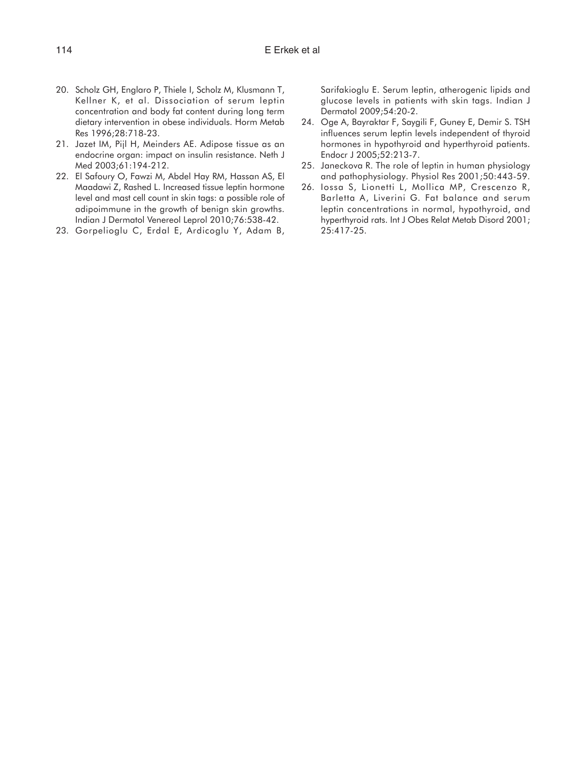20. Scholz GH, Englaro P, Thiele I, Scholz M, Klusmann T, Kellner K, et al. Dissociation of serum leptin concentration and body fat content during long term dietary intervention in obese individuals. Horm Metab Res 1996;28:718-23.
21. Jazet IM, Pijl H, Meinders AE. Adipose tissue as an endocrine organ: impact on insulin resistance. Neth J Med 2003;61:194-212.
22. El Safoury O, Fawzi M, Abdel Hay RM, Hassan AS, El Maadawi Z, Rashed L. Increased tissue leptin hormone level and mast cell count in skin tags: a possible role of adipoimmune in the growth of benign skin growths. Indian J Dermatol Venereol Leprol 2010;76:538-42.
23. Gorpelioglu C, Erdal E, Ardicoglu Y, Adam B, Sarifakioglu E. Serum leptin, atherogenic lipids and glucose levels in patients with skin tags. Indian J Dermatol 2009;54:20-2.
24. Oge A, Bayraktar F, Saygili F, Guney E, Demir S. TSH influences serum leptin levels independent of thyroid hormones in hypothyroid and hyperthyroid patients. Endocr J 2005;52:213-7.
25. Janeckova R. The role of leptin in human physiology and pathophysiology. Physiol Res 2001;50:443-59.
26. Iossa S, Lionetti L, Mollica MP, Crescenzo R, Barletta A, Liverini G. Fat balance and serum leptin concentrations in normal, hypothyroid, and hyperthyroid rats. Int J Obes Relat Metab Disord 2001; 25:417-25.